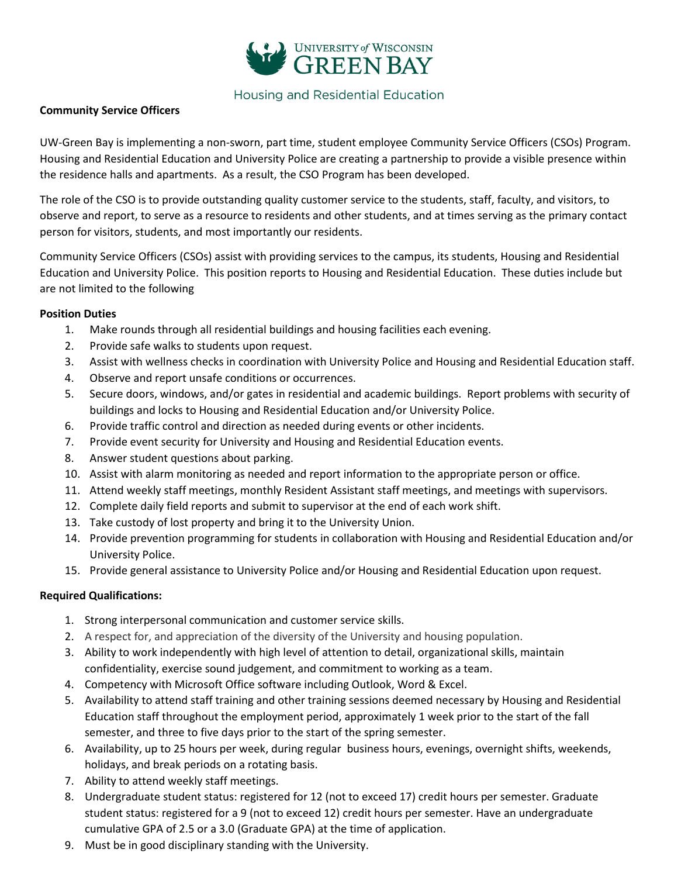UNIVERSITY of WISCONSIN
GREEN BAY

Housing and Residential Education

**Community Service Officers**

UW-Green Bay is implementing a non-sworn, part time, student employee Community Service Officers (CSOs) Program. Housing and Residential Education and University Police are creating a partnership to provide a visible presence within the residence halls and apartments. As a result, the CSO Program has been developed.

The role of the CSO is to provide outstanding quality customer service to the students, staff, faculty, and visitors, to observe and report, to serve as a resource to residents and other students, and at times serving as the primary contact person for visitors, students, and most importantly our residents.

Community Service Officers (CSOs) assist with providing services to the campus, its students, Housing and Residential Education and University Police. This position reports to Housing and Residential Education. These duties include but are not limited to the following

**Position Duties**

1. Make rounds through all residential buildings and housing facilities each evening.
2. Provide safe walks to students upon request.
3. Assist with wellness checks in coordination with University Police and Housing and Residential Education staff.
4. Observe and report unsafe conditions or occurrences.
5. Secure doors, windows, and/or gates in residential and academic buildings. Report problems with security of buildings and locks to Housing and Residential Education and/or University Police.
6. Provide traffic control and direction as needed during events or other incidents.
7. Provide event security for University and Housing and Residential Education events.
8. Answer student questions about parking.
10. Assist with alarm monitoring as needed and report information to the appropriate person or office.
11. Attend weekly staff meetings, monthly Resident Assistant staff meetings, and meetings with supervisors.
12. Complete daily field reports and submit to supervisor at the end of each work shift.
13. Take custody of lost property and bring it to the University Union.
14. Provide prevention programming for students in collaboration with Housing and Residential Education and/or University Police.
15. Provide general assistance to University Police and/or Housing and Residential Education upon request.

**Required Qualifications:**

1. Strong interpersonal communication and customer service skills.
2. A respect for, and appreciation of the diversity of the University and housing population.
3. Ability to work independently with high level of attention to detail, organizational skills, maintain confidentiality, exercise sound judgement, and commitment to working as a team.
4. Competency with Microsoft Office software including Outlook, Word & Excel.
5. Availability to attend staff training and other training sessions deemed necessary by Housing and Residential Education staff throughout the employment period, approximately 1 week prior to the start of the fall semester, and three to five days prior to the start of the spring semester.
6. Availability, up to 25 hours per week, during regular business hours, evenings, overnight shifts, weekends, holidays, and break periods on a rotating basis.
7. Ability to attend weekly staff meetings.
8. Undergraduate student status: registered for 12 (not to exceed 17) credit hours per semester. Graduate student status: registered for a 9 (not to exceed 12) credit hours per semester. Have an undergraduate cumulative GPA of 2.5 or a 3.0 (Graduate GPA) at the time of application.
9. Must be in good disciplinary standing with the University.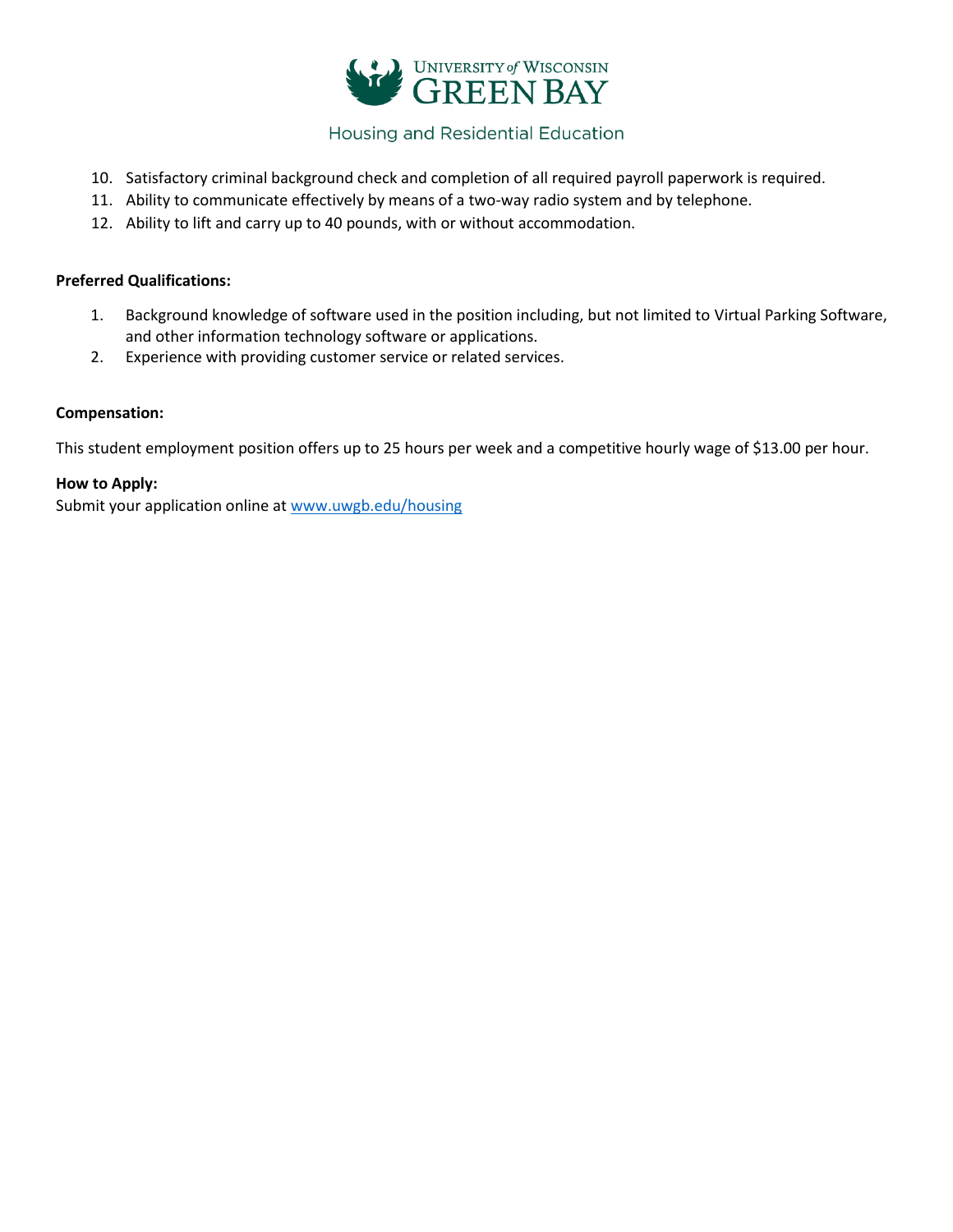10. Satisfactory criminal background check and completion of all required payroll paperwork is required.
11. Ability to communicate effectively by means of a two-way radio system and by telephone.
12. Ability to lift and carry up to 40 pounds, with or without accommodation.

**Preferred Qualifications:**

1. Background knowledge of software used in the position including, but not limited to Virtual Parking Software, and other information technology software or applications.
2. Experience with providing customer service or related services.

**Compensation:**

This student employment position offers up to 25 hours per week and a competitive hourly wage of $13.00 per hour.

**How to Apply:**
Submit your application online at [www.uwgb.edu/housing](www.uwgb.edu/housing)